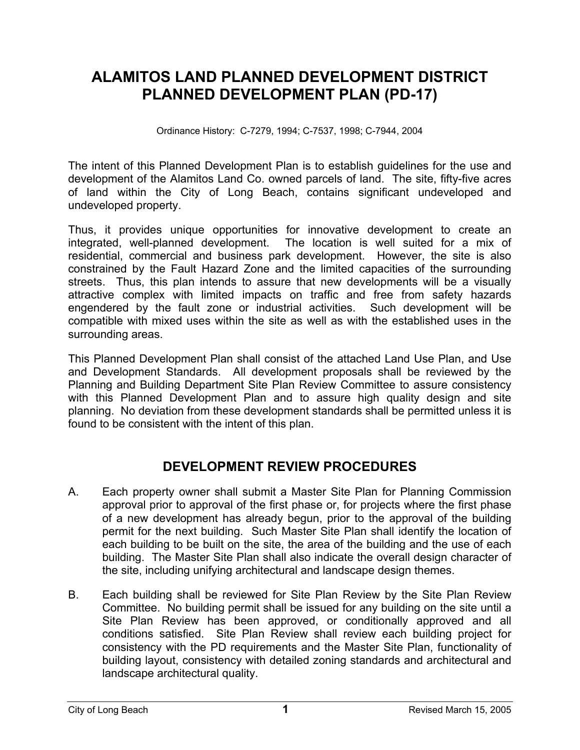# ALAMITOS LAND PLANNED DEVELOPMENT DISTRICT PLANNED DEVELOPMENT PLAN (PD-17)

Ordinance History: C-7279, 1994; C-7537, 1998; C-7944, 2004

The intent of this Planned Development Plan is to establish guidelines for the use and development of the Alamitos Land Co. owned parcels of land. The site, fifty-five acres of land within the City of Long Beach, contains significant undeveloped and undeveloped property.

Thus, it provides unique opportunities for innovative development to create an integrated, well-planned development. The location is well suited for a mix of residential, commercial and business park development. However, the site is also constrained by the Fault Hazard Zone and the limited capacities of the surrounding streets. Thus, this plan intends to assure that new developments will be a visually attractive complex with limited impacts on traffic and free from safety hazards engendered by the fault zone or industrial activities. Such development will be compatible with mixed uses within the site as well as with the established uses in the surrounding areas.

This Planned Development Plan shall consist of the attached Land Use Plan, and Use and Development Standards. All development proposals shall be reviewed by the Planning and Building Department Site Plan Review Committee to assure consistency with this Planned Development Plan and to assure high quality design and site planning. No deviation from these development standards shall be permitted unless it is found to be consistent with the intent of this plan.

## DEVELOPMENT REVIEW PROCEDURES

A. Each property owner shall submit a Master Site Plan for Planning Commission approval prior to approval of the first phase or, for projects where the first phase of a new development has already begun, prior to the approval of the building permit for the next building. Such Master Site Plan shall identify the location of each building to be built on the site, the area of the building and the use of each building. The Master Site Plan shall also indicate the overall design character of the site, including unifying architectural and landscape design themes.

B. Each building shall be reviewed for Site Plan Review by the Site Plan Review Committee. No building permit shall be issued for any building on the site until a Site Plan Review has been approved, or conditionally approved and all conditions satisfied. Site Plan Review shall review each building project for consistency with the PD requirements and the Master Site Plan, functionality of building layout, consistency with detailed zoning standards and architectural and landscape architectural quality.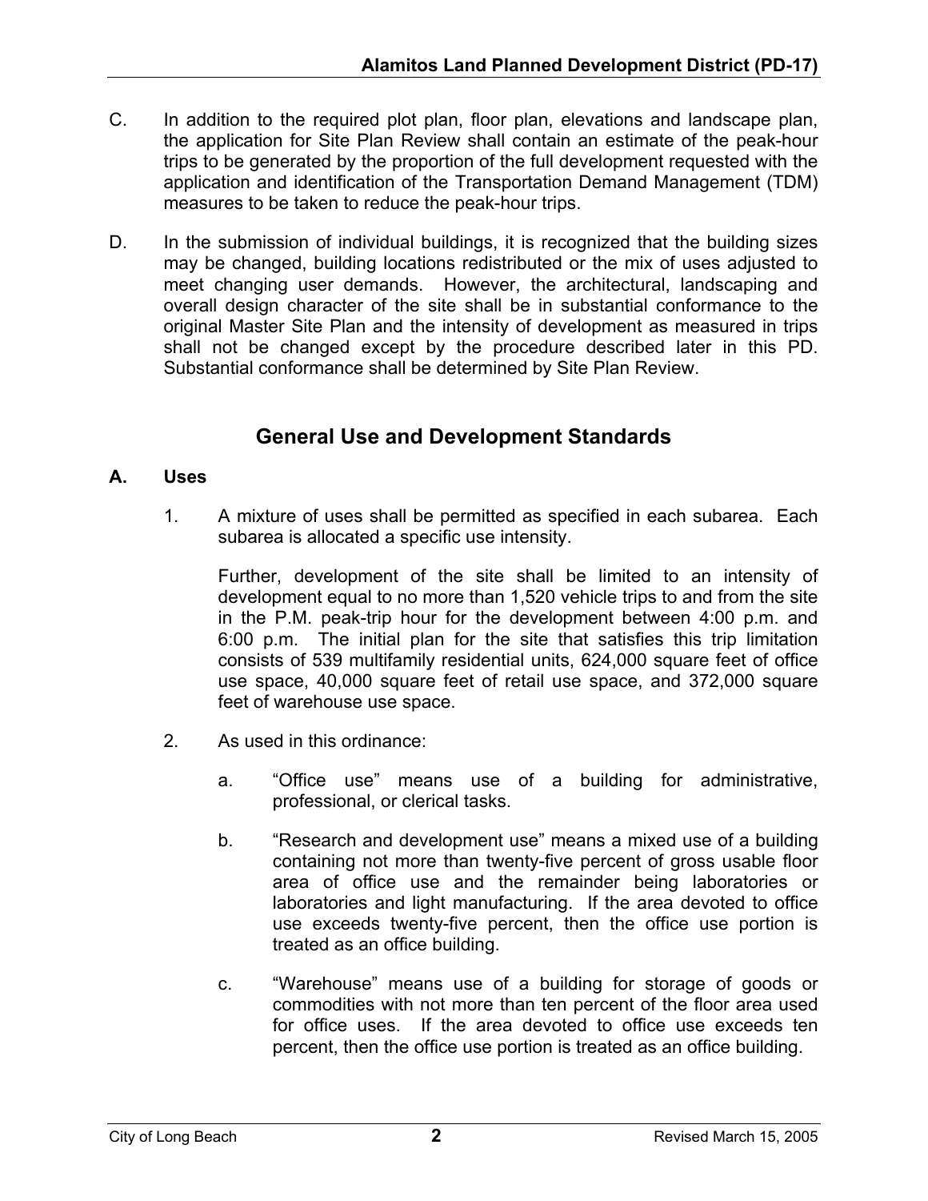C. In addition to the required plot plan, floor plan, elevations and landscape plan, the application for Site Plan Review shall contain an estimate of the peak-hour trips to be generated by the proportion of the full development requested with the application and identification of the Transportation Demand Management (TDM) measures to be taken to reduce the peak-hour trips.

D. In the submission of individual buildings, it is recognized that the building sizes may be changed, building locations redistributed or the mix of uses adjusted to meet changing user demands. However, the architectural, landscaping and overall design character of the site shall be in substantial conformance to the original Master Site Plan and the intensity of development as measured in trips shall not be changed except by the procedure described later in this PD. Substantial conformance shall be determined by Site Plan Review.

## General Use and Development Standards

**A. Uses**

1. A mixture of uses shall be permitted as specified in each subarea. Each subarea is allocated a specific use intensity.

   Further, development of the site shall be limited to an intensity of development equal to no more than 1,520 vehicle trips to and from the site in the P.M. peak-trip hour for the development between 4:00 p.m. and 6:00 p.m. The initial plan for the site that satisfies this trip limitation consists of 539 multifamily residential units, 624,000 square feet of office use space, 40,000 square feet of retail use space, and 372,000 square feet of warehouse use space.

2. As used in this ordinance:

   a. "Office use" means use of a building for administrative, professional, or clerical tasks.

   b. "Research and development use" means a mixed use of a building containing not more than twenty-five percent of gross usable floor area of office use and the remainder being laboratories or laboratories and light manufacturing. If the area devoted to office use exceeds twenty-five percent, then the office use portion is treated as an office building.

   c. "Warehouse" means use of a building for storage of goods or commodities with not more than ten percent of the floor area used for office uses. If the area devoted to office use exceeds ten percent, then the office use portion is treated as an office building.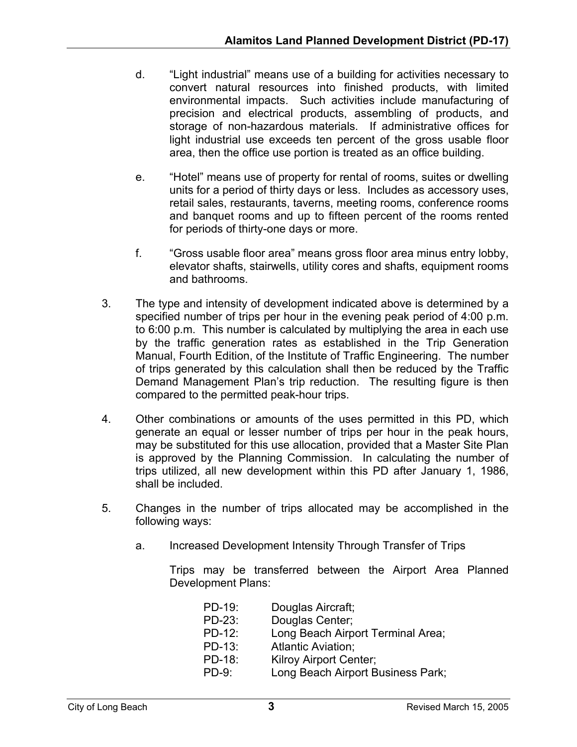d. "Light industrial" means use of a building for activities necessary to convert natural resources into finished products, with limited environmental impacts. Such activities include manufacturing of precision and electrical products, assembling of products, and storage of non-hazardous materials. If administrative offices for light industrial use exceeds ten percent of the gross usable floor area, then the office use portion is treated as an office building.

e. "Hotel" means use of property for rental of rooms, suites or dwelling units for a period of thirty days or less. Includes as accessory uses, retail sales, restaurants, taverns, meeting rooms, conference rooms and banquet rooms and up to fifteen percent of the rooms rented for periods of thirty-one days or more.

f. "Gross usable floor area" means gross floor area minus entry lobby, elevator shafts, stairwells, utility cores and shafts, equipment rooms and bathrooms.

3. The type and intensity of development indicated above is determined by a specified number of trips per hour in the evening peak period of 4:00 p.m. to 6:00 p.m. This number is calculated by multiplying the area in each use by the traffic generation rates as established in the Trip Generation Manual, Fourth Edition, of the Institute of Traffic Engineering. The number of trips generated by this calculation shall then be reduced by the Traffic Demand Management Plan's trip reduction. The resulting figure is then compared to the permitted peak-hour trips.

4. Other combinations or amounts of the uses permitted in this PD, which generate an equal or lesser number of trips per hour in the peak hours, may be substituted for this use allocation, provided that a Master Site Plan is approved by the Planning Commission. In calculating the number of trips utilized, all new development within this PD after January 1, 1986, shall be included.

5. Changes in the number of trips allocated may be accomplished in the following ways:

   a. Increased Development Intensity Through Transfer of Trips

      Trips may be transferred between the Airport Area Planned Development Plans:

      PD-19: Douglas Aircraft;
      PD-23: Douglas Center;
      PD-12: Long Beach Airport Terminal Area;
      PD-13: Atlantic Aviation;
      PD-18: Kilroy Airport Center;
      PD-9: Long Beach Airport Business Park;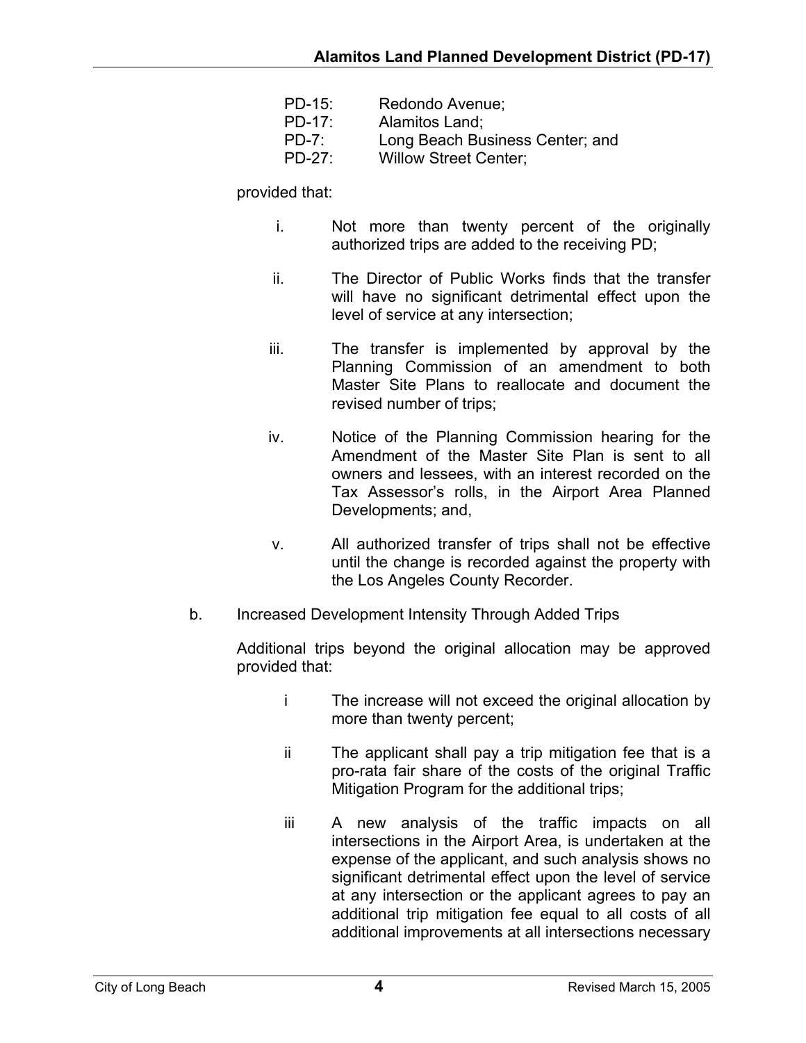PD-15: Redondo Avenue;  
PD-17: Alamitos Land;  
PD-7: Long Beach Business Center; and  
PD-27: Willow Street Center;

provided that:

i. Not more than twenty percent of the originally authorized trips are added to the receiving PD;

ii. The Director of Public Works finds that the transfer will have no significant detrimental effect upon the level of service at any intersection;

iii. The transfer is implemented by approval by the Planning Commission of an amendment to both Master Site Plans to reallocate and document the revised number of trips;

iv. Notice of the Planning Commission hearing for the Amendment of the Master Site Plan is sent to all owners and lessees, with an interest recorded on the Tax Assessor's rolls, in the Airport Area Planned Developments; and,

v. All authorized transfer of trips shall not be effective until the change is recorded against the property with the Los Angeles County Recorder.

b. Increased Development Intensity Through Added Trips

Additional trips beyond the original allocation may be approved provided that:

i The increase will not exceed the original allocation by more than twenty percent;

ii The applicant shall pay a trip mitigation fee that is a pro-rata fair share of the costs of the original Traffic Mitigation Program for the additional trips;

iii A new analysis of the traffic impacts on all intersections in the Airport Area, is undertaken at the expense of the applicant, and such analysis shows no significant detrimental effect upon the level of service at any intersection or the applicant agrees to pay an additional trip mitigation fee equal to all costs of all additional improvements at all intersections necessary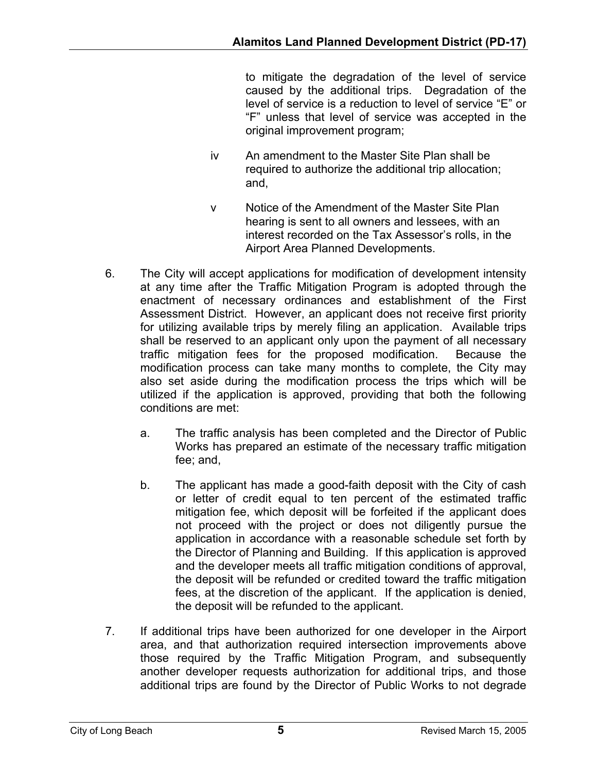to mitigate the degradation of the level of service caused by the additional trips. Degradation of the level of service is a reduction to level of service "E" or "F" unless that level of service was accepted in the original improvement program;

iv An amendment to the Master Site Plan shall be required to authorize the additional trip allocation; and,

v Notice of the Amendment of the Master Site Plan hearing is sent to all owners and lessees, with an interest recorded on the Tax Assessor's rolls, in the Airport Area Planned Developments.

6. The City will accept applications for modification of development intensity at any time after the Traffic Mitigation Program is adopted through the enactment of necessary ordinances and establishment of the First Assessment District. However, an applicant does not receive first priority for utilizing available trips by merely filing an application. Available trips shall be reserved to an applicant only upon the payment of all necessary traffic mitigation fees for the proposed modification. Because the modification process can take many months to complete, the City may also set aside during the modification process the trips which will be utilized if the application is approved, providing that both the following conditions are met:

   a. The traffic analysis has been completed and the Director of Public Works has prepared an estimate of the necessary traffic mitigation fee; and,

   b. The applicant has made a good-faith deposit with the City of cash or letter of credit equal to ten percent of the estimated traffic mitigation fee, which deposit will be forfeited if the applicant does not proceed with the project or does not diligently pursue the application in accordance with a reasonable schedule set forth by the Director of Planning and Building. If this application is approved and the developer meets all traffic mitigation conditions of approval, the deposit will be refunded or credited toward the traffic mitigation fees, at the discretion of the applicant. If the application is denied, the deposit will be refunded to the applicant.

7. If additional trips have been authorized for one developer in the Airport area, and that authorization required intersection improvements above those required by the Traffic Mitigation Program, and subsequently another developer requests authorization for additional trips, and those additional trips are found by the Director of Public Works to not degrade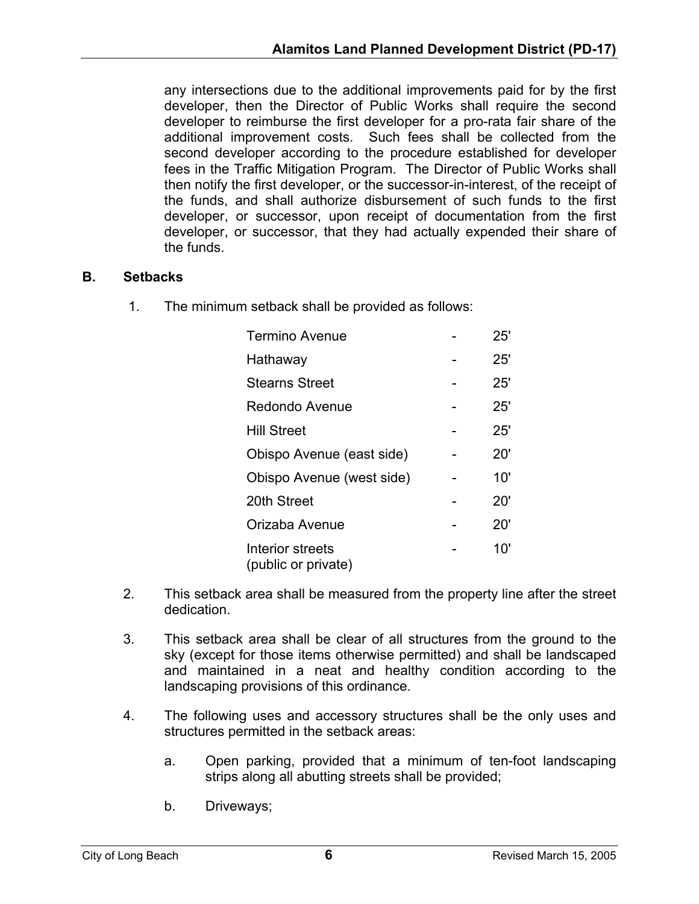any intersections due to the additional improvements paid for by the first developer, then the Director of Public Works shall require the second developer to reimburse the first developer for a pro-rata fair share of the additional improvement costs. Such fees shall be collected from the second developer according to the procedure established for developer fees in the Traffic Mitigation Program. The Director of Public Works shall then notify the first developer, or the successor-in-interest, of the receipt of the funds, and shall authorize disbursement of such funds to the first developer, or successor, upon receipt of documentation from the first developer, or successor, that they had actually expended their share of the funds.

**B. Setbacks**

1. The minimum setback shall be provided as follows:

| | | |
|---|---|---|
| Termino Avenue | - | 25' |
| Hathaway | - | 25' |
| Stearns Street | - | 25' |
| Redondo Avenue | - | 25' |
| Hill Street | - | 25' |
| Obispo Avenue (east side) | - | 20' |
| Obispo Avenue (west side) | - | 10' |
| 20th Street | - | 20' |
| Orizaba Avenue | - | 20' |
| Interior streets (public or private) | - | 10' |

2. This setback area shall be measured from the property line after the street dedication.

3. This setback area shall be clear of all structures from the ground to the sky (except for those items otherwise permitted) and shall be landscaped and maintained in a neat and healthy condition according to the landscaping provisions of this ordinance.

4. The following uses and accessory structures shall be the only uses and structures permitted in the setback areas:

   a. Open parking, provided that a minimum of ten-foot landscaping strips along all abutting streets shall be provided;

   b. Driveways;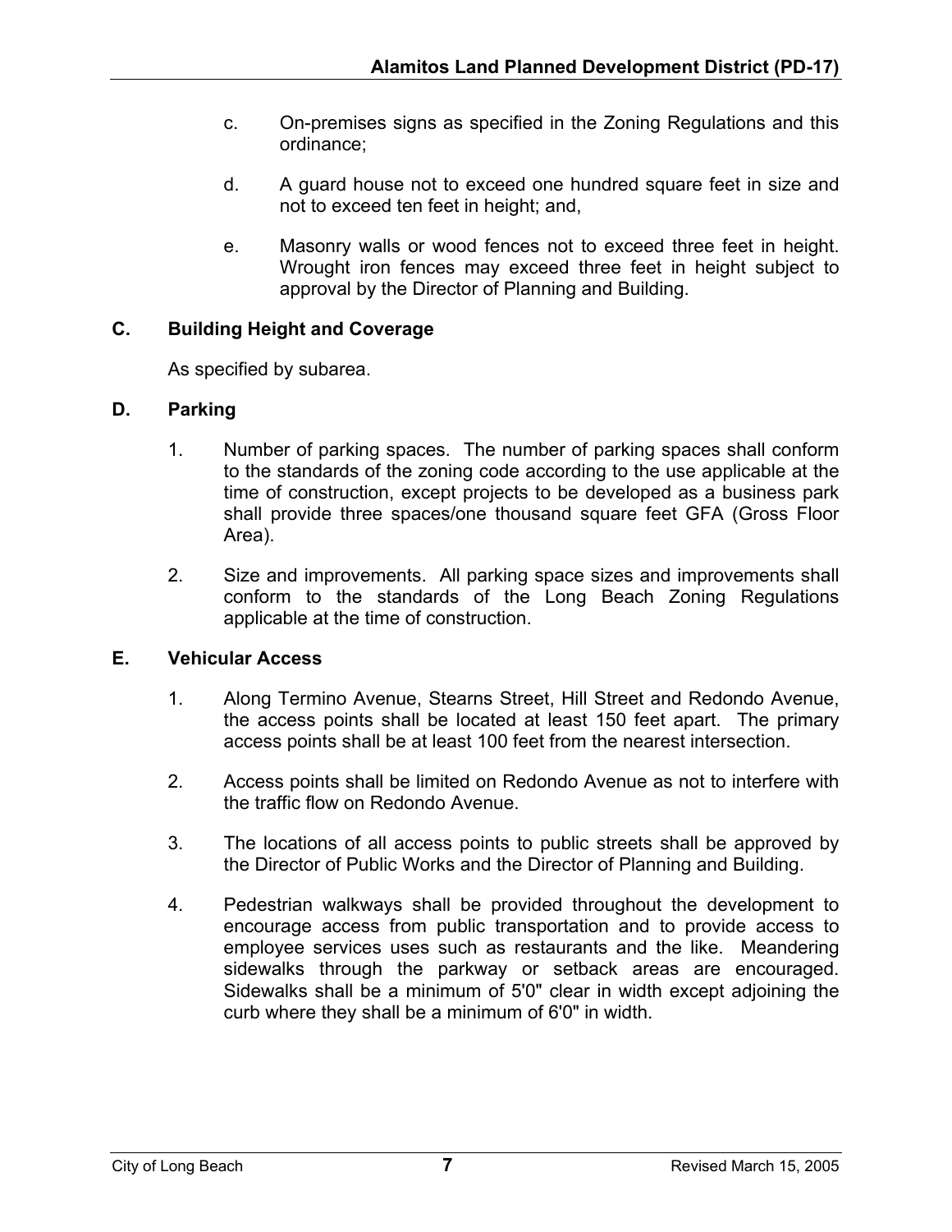c. On-premises signs as specified in the Zoning Regulations and this ordinance;

d. A guard house not to exceed one hundred square feet in size and not to exceed ten feet in height; and,

e. Masonry walls or wood fences not to exceed three feet in height. Wrought iron fences may exceed three feet in height subject to approval by the Director of Planning and Building.

## C. Building Height and Coverage

As specified by subarea.

## D. Parking

1. Number of parking spaces. The number of parking spaces shall conform to the standards of the zoning code according to the use applicable at the time of construction, except projects to be developed as a business park shall provide three spaces/one thousand square feet GFA (Gross Floor Area).

2. Size and improvements. All parking space sizes and improvements shall conform to the standards of the Long Beach Zoning Regulations applicable at the time of construction.

## E. Vehicular Access

1. Along Termino Avenue, Stearns Street, Hill Street and Redondo Avenue, the access points shall be located at least 150 feet apart. The primary access points shall be at least 100 feet from the nearest intersection.

2. Access points shall be limited on Redondo Avenue as not to interfere with the traffic flow on Redondo Avenue.

3. The locations of all access points to public streets shall be approved by the Director of Public Works and the Director of Planning and Building.

4. Pedestrian walkways shall be provided throughout the development to encourage access from public transportation and to provide access to employee services uses such as restaurants and the like. Meandering sidewalks through the parkway or setback areas are encouraged. Sidewalks shall be a minimum of 5'0" clear in width except adjoining the curb where they shall be a minimum of 6'0" in width.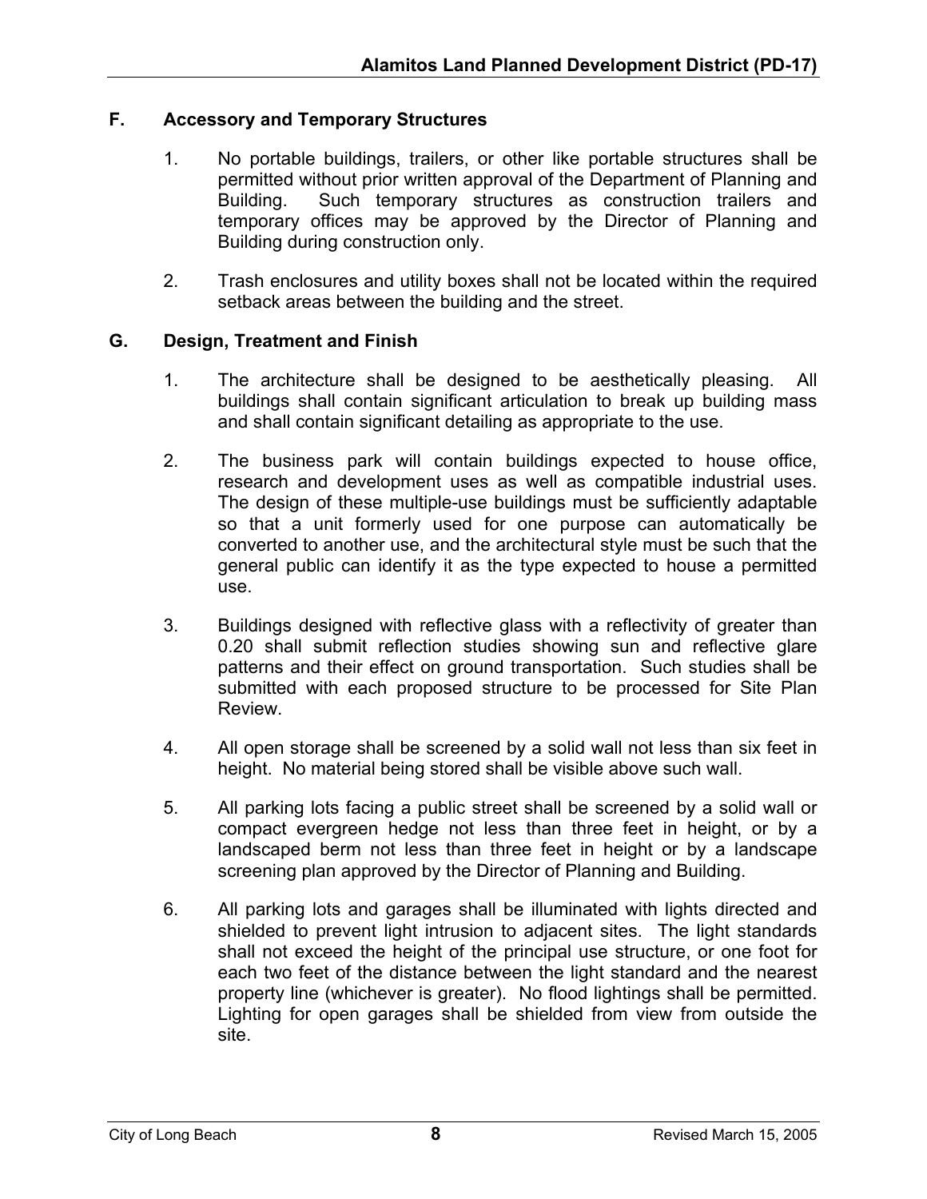### F. Accessory and Temporary Structures

1. No portable buildings, trailers, or other like portable structures shall be permitted without prior written approval of the Department of Planning and Building. Such temporary structures as construction trailers and temporary offices may be approved by the Director of Planning and Building during construction only.

2. Trash enclosures and utility boxes shall not be located within the required setback areas between the building and the street.

### G. Design, Treatment and Finish

1. The architecture shall be designed to be aesthetically pleasing. All buildings shall contain significant articulation to break up building mass and shall contain significant detailing as appropriate to the use.

2. The business park will contain buildings expected to house office, research and development uses as well as compatible industrial uses. The design of these multiple-use buildings must be sufficiently adaptable so that a unit formerly used for one purpose can automatically be converted to another use, and the architectural style must be such that the general public can identify it as the type expected to house a permitted use.

3. Buildings designed with reflective glass with a reflectivity of greater than 0.20 shall submit reflection studies showing sun and reflective glare patterns and their effect on ground transportation. Such studies shall be submitted with each proposed structure to be processed for Site Plan Review.

4. All open storage shall be screened by a solid wall not less than six feet in height. No material being stored shall be visible above such wall.

5. All parking lots facing a public street shall be screened by a solid wall or compact evergreen hedge not less than three feet in height, or by a landscaped berm not less than three feet in height or by a landscape screening plan approved by the Director of Planning and Building.

6. All parking lots and garages shall be illuminated with lights directed and shielded to prevent light intrusion to adjacent sites. The light standards shall not exceed the height of the principal use structure, or one foot for each two feet of the distance between the light standard and the nearest property line (whichever is greater). No flood lightings shall be permitted. Lighting for open garages shall be shielded from view from outside the site.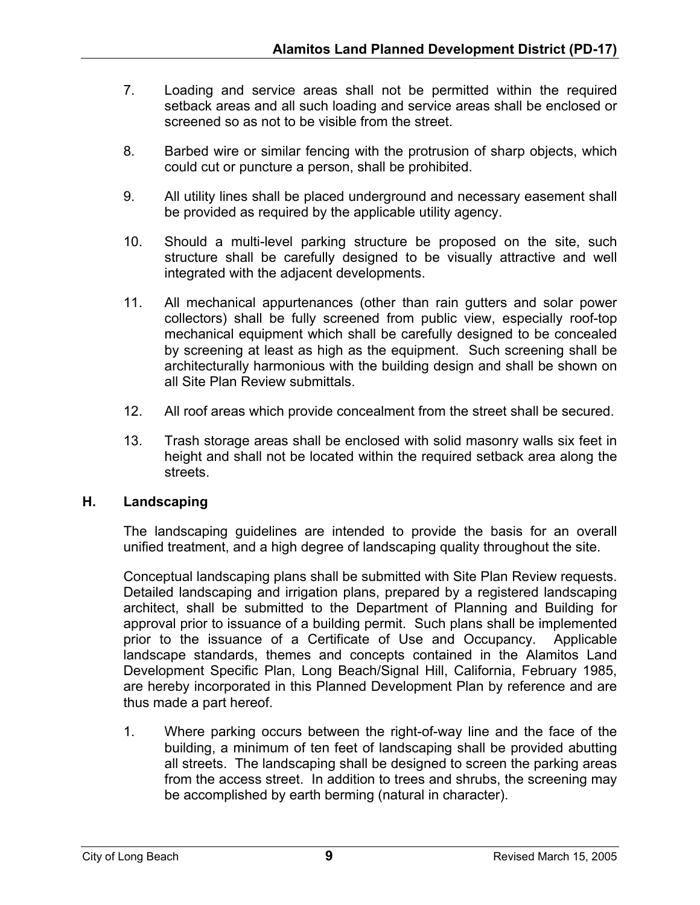7. Loading and service areas shall not be permitted within the required setback areas and all such loading and service areas shall be enclosed or screened so as not to be visible from the street.

8. Barbed wire or similar fencing with the protrusion of sharp objects, which could cut or puncture a person, shall be prohibited.

9. All utility lines shall be placed underground and necessary easement shall be provided as required by the applicable utility agency.

10. Should a multi-level parking structure be proposed on the site, such structure shall be carefully designed to be visually attractive and well integrated with the adjacent developments.

11. All mechanical appurtenances (other than rain gutters and solar power collectors) shall be fully screened from public view, especially roof-top mechanical equipment which shall be carefully designed to be concealed by screening at least as high as the equipment. Such screening shall be architecturally harmonious with the building design and shall be shown on all Site Plan Review submittals.

12. All roof areas which provide concealment from the street shall be secured.

13. Trash storage areas shall be enclosed with solid masonry walls six feet in height and shall not be located within the required setback area along the streets.

## H. Landscaping

The landscaping guidelines are intended to provide the basis for an overall unified treatment, and a high degree of landscaping quality throughout the site.

Conceptual landscaping plans shall be submitted with Site Plan Review requests. Detailed landscaping and irrigation plans, prepared by a registered landscaping architect, shall be submitted to the Department of Planning and Building for approval prior to issuance of a building permit. Such plans shall be implemented prior to the issuance of a Certificate of Use and Occupancy. Applicable landscape standards, themes and concepts contained in the Alamitos Land Development Specific Plan, Long Beach/Signal Hill, California, February 1985, are hereby incorporated in this Planned Development Plan by reference and are thus made a part hereof.

1. Where parking occurs between the right-of-way line and the face of the building, a minimum of ten feet of landscaping shall be provided abutting all streets. The landscaping shall be designed to screen the parking areas from the access street. In addition to trees and shrubs, the screening may be accomplished by earth berming (natural in character).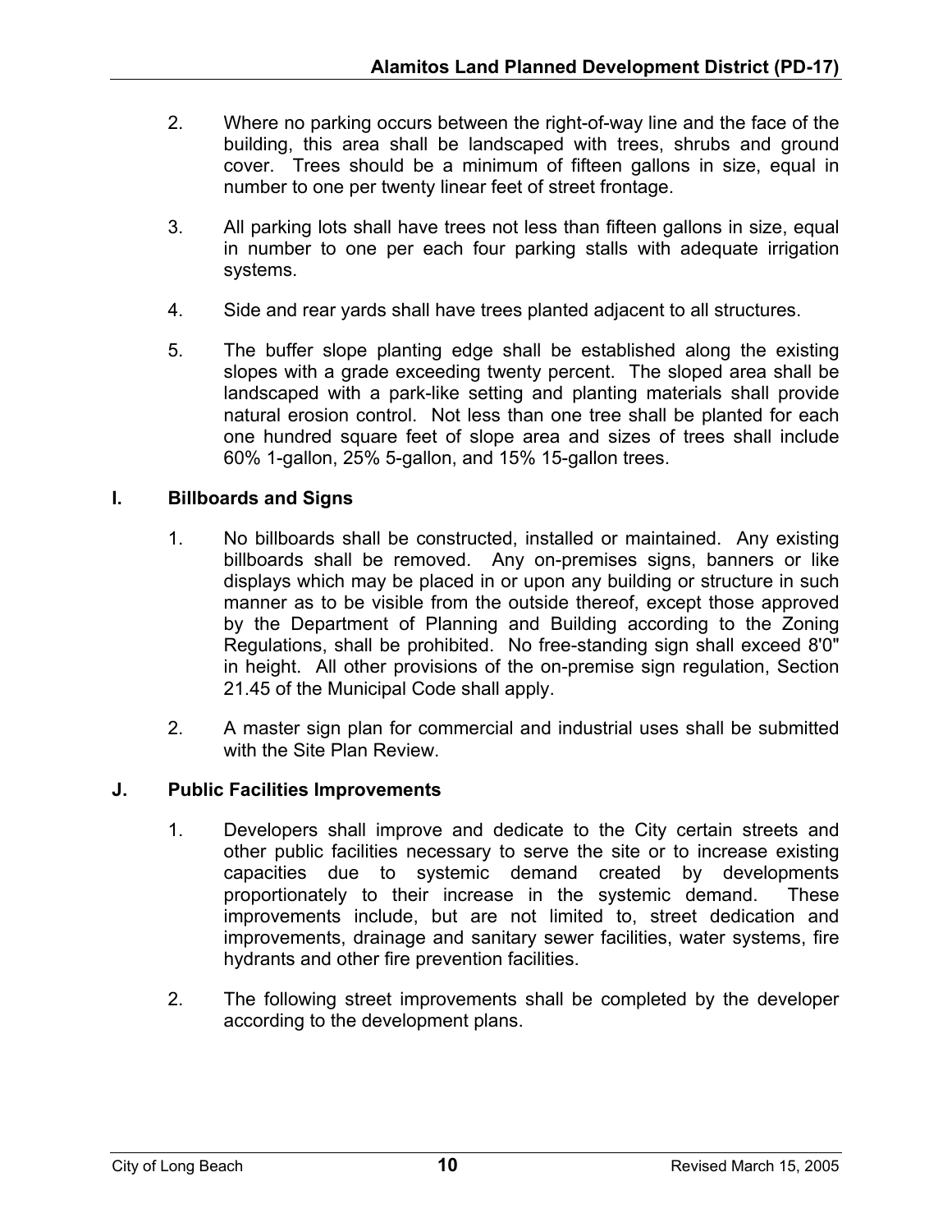2. Where no parking occurs between the right-of-way line and the face of the building, this area shall be landscaped with trees, shrubs and ground cover. Trees should be a minimum of fifteen gallons in size, equal in number to one per twenty linear feet of street frontage.

3. All parking lots shall have trees not less than fifteen gallons in size, equal in number to one per each four parking stalls with adequate irrigation systems.

4. Side and rear yards shall have trees planted adjacent to all structures.

5. The buffer slope planting edge shall be established along the existing slopes with a grade exceeding twenty percent. The sloped area shall be landscaped with a park-like setting and planting materials shall provide natural erosion control. Not less than one tree shall be planted for each one hundred square feet of slope area and sizes of trees shall include 60% 1-gallon, 25% 5-gallon, and 15% 15-gallon trees.

## I. Billboards and Signs

1. No billboards shall be constructed, installed or maintained. Any existing billboards shall be removed. Any on-premises signs, banners or like displays which may be placed in or upon any building or structure in such manner as to be visible from the outside thereof, except those approved by the Department of Planning and Building according to the Zoning Regulations, shall be prohibited. No free-standing sign shall exceed 8'0" in height. All other provisions of the on-premise sign regulation, Section 21.45 of the Municipal Code shall apply.

2. A master sign plan for commercial and industrial uses shall be submitted with the Site Plan Review.

## J. Public Facilities Improvements

1. Developers shall improve and dedicate to the City certain streets and other public facilities necessary to serve the site or to increase existing capacities due to systemic demand created by developments proportionately to their increase in the systemic demand. These improvements include, but are not limited to, street dedication and improvements, drainage and sanitary sewer facilities, water systems, fire hydrants and other fire prevention facilities.

2. The following street improvements shall be completed by the developer according to the development plans.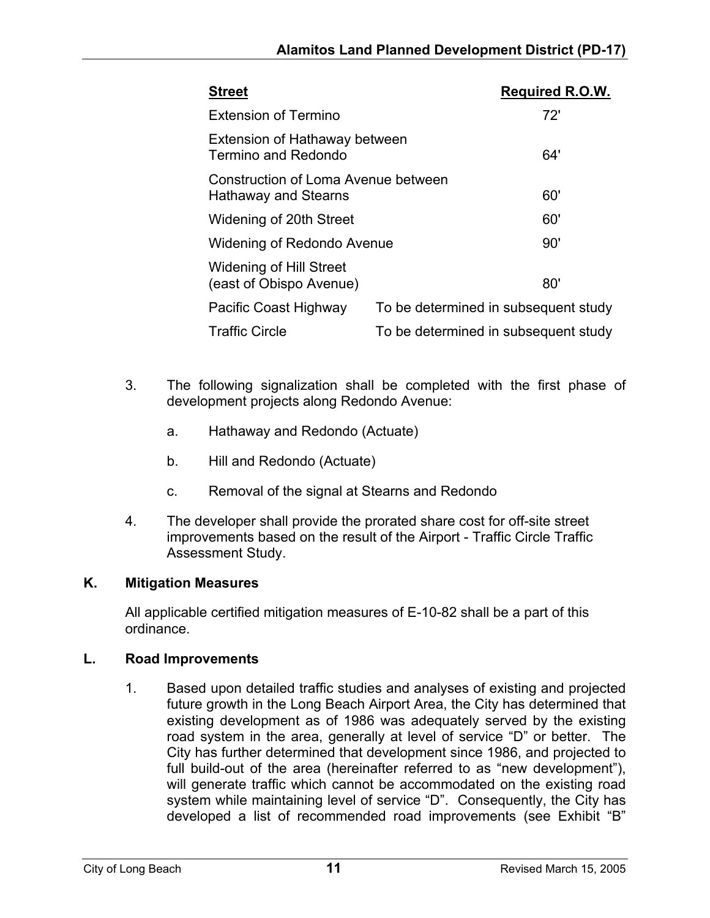| Street | Required R.O.W. |
| --- | --- |
| Extension of Termino | 72' |
| Extension of Hathaway between Termino and Redondo | 64' |
| Construction of Loma Avenue between Hathaway and Stearns | 60' |
| Widening of 20th Street | 60' |
| Widening of Redondo Avenue | 90' |
| Widening of Hill Street (east of Obispo Avenue) | 80' |
| Pacific Coast Highway | To be determined in subsequent study |
| Traffic Circle | To be determined in subsequent study |

3. The following signalization shall be completed with the first phase of development projects along Redondo Avenue:

   a. Hathaway and Redondo (Actuate)

   b. Hill and Redondo (Actuate)

   c. Removal of the signal at Stearns and Redondo

4. The developer shall provide the prorated share cost for off-site street improvements based on the result of the Airport - Traffic Circle Traffic Assessment Study.

### K. Mitigation Measures

All applicable certified mitigation measures of E-10-82 shall be a part of this ordinance.

### L. Road Improvements

1. Based upon detailed traffic studies and analyses of existing and projected future growth in the Long Beach Airport Area, the City has determined that existing development as of 1986 was adequately served by the existing road system in the area, generally at level of service "D" or better. The City has further determined that development since 1986, and projected to full build-out of the area (hereinafter referred to as "new development"), will generate traffic which cannot be accommodated on the existing road system while maintaining level of service "D". Consequently, the City has developed a list of recommended road improvements (see Exhibit "B"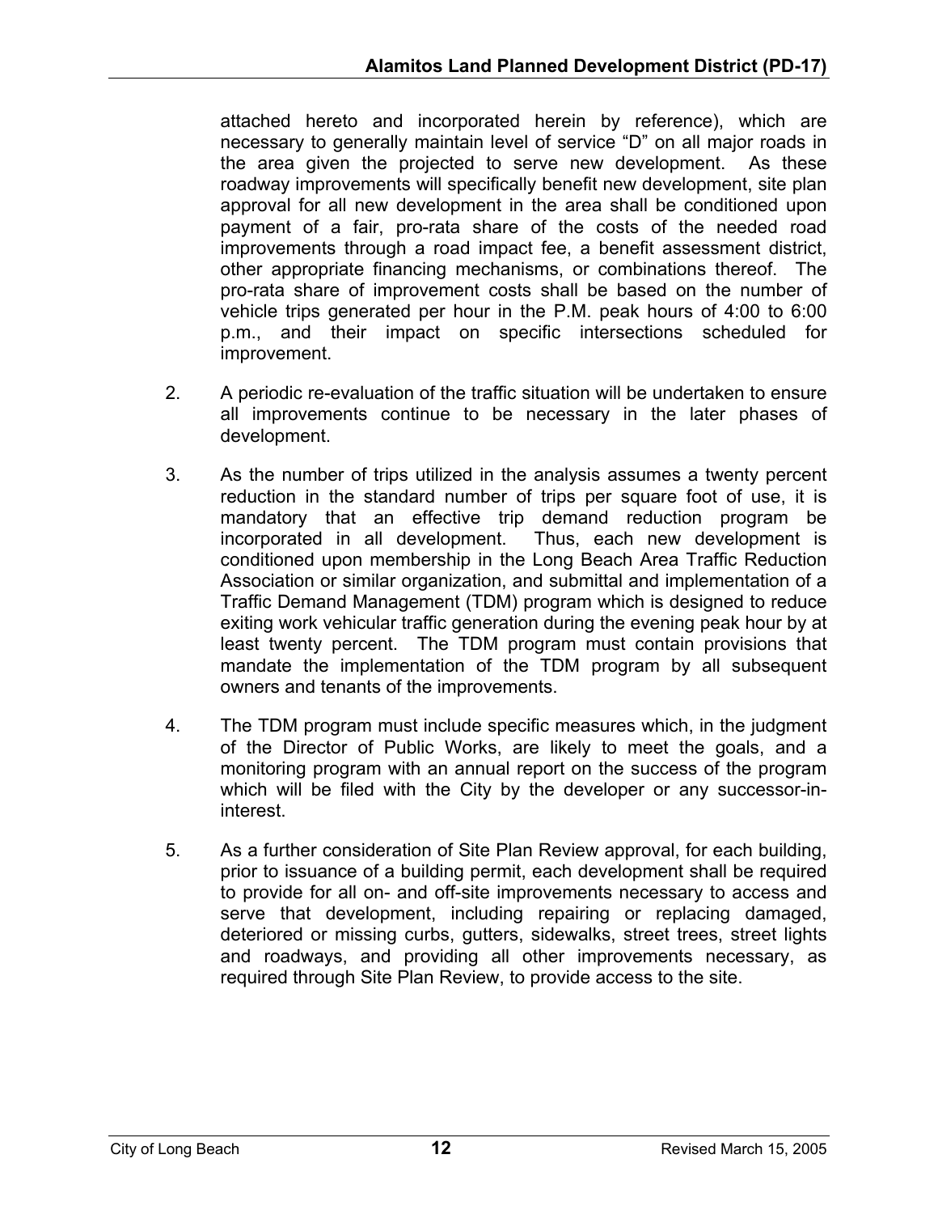attached hereto and incorporated herein by reference), which are necessary to generally maintain level of service "D" on all major roads in the area given the projected to serve new development. As these roadway improvements will specifically benefit new development, site plan approval for all new development in the area shall be conditioned upon payment of a fair, pro-rata share of the costs of the needed road improvements through a road impact fee, a benefit assessment district, other appropriate financing mechanisms, or combinations thereof. The pro-rata share of improvement costs shall be based on the number of vehicle trips generated per hour in the P.M. peak hours of 4:00 to 6:00 p.m., and their impact on specific intersections scheduled for improvement.

2. A periodic re-evaluation of the traffic situation will be undertaken to ensure all improvements continue to be necessary in the later phases of development.

3. As the number of trips utilized in the analysis assumes a twenty percent reduction in the standard number of trips per square foot of use, it is mandatory that an effective trip demand reduction program be incorporated in all development. Thus, each new development is conditioned upon membership in the Long Beach Area Traffic Reduction Association or similar organization, and submittal and implementation of a Traffic Demand Management (TDM) program which is designed to reduce exiting work vehicular traffic generation during the evening peak hour by at least twenty percent. The TDM program must contain provisions that mandate the implementation of the TDM program by all subsequent owners and tenants of the improvements.

4. The TDM program must include specific measures which, in the judgment of the Director of Public Works, are likely to meet the goals, and a monitoring program with an annual report on the success of the program which will be filed with the City by the developer or any successor-in-interest.

5. As a further consideration of Site Plan Review approval, for each building, prior to issuance of a building permit, each development shall be required to provide for all on- and off-site improvements necessary to access and serve that development, including repairing or replacing damaged, deteriored or missing curbs, gutters, sidewalks, street trees, street lights and roadways, and providing all other improvements necessary, as required through Site Plan Review, to provide access to the site.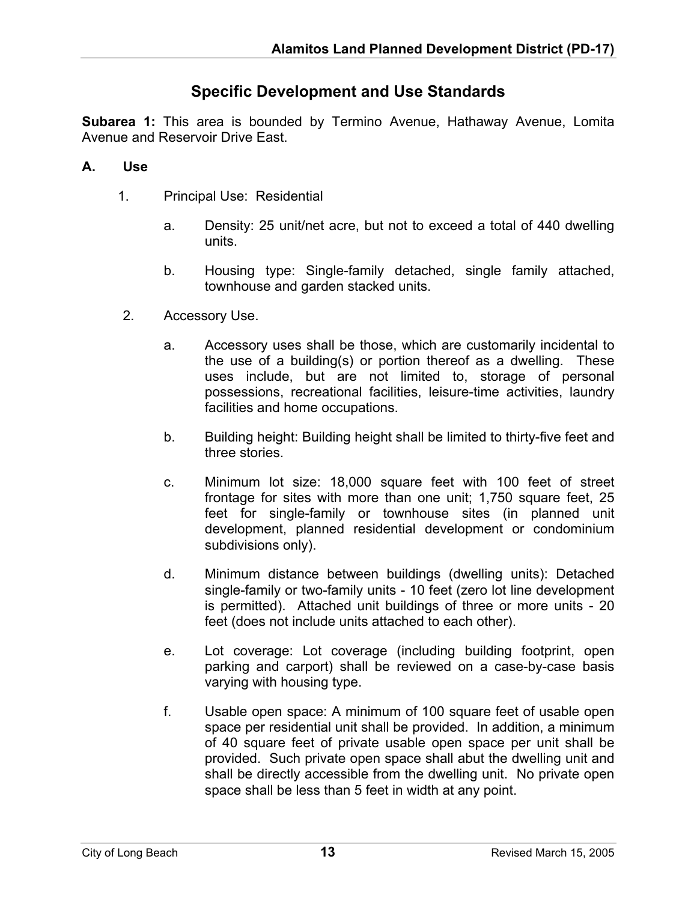## Specific Development and Use Standards

**Subarea 1:** This area is bounded by Termino Avenue, Hathaway Avenue, Lomita Avenue and Reservoir Drive East.

**A. Use**

1. Principal Use: Residential

   a. Density: 25 unit/net acre, but not to exceed a total of 440 dwelling units.

   b. Housing type: Single-family detached, single family attached, townhouse and garden stacked units.

2. Accessory Use.

   a. Accessory uses shall be those, which are customarily incidental to the use of a building(s) or portion thereof as a dwelling. These uses include, but are not limited to, storage of personal possessions, recreational facilities, leisure-time activities, laundry facilities and home occupations.

   b. Building height: Building height shall be limited to thirty-five feet and three stories.

   c. Minimum lot size: 18,000 square feet with 100 feet of street frontage for sites with more than one unit; 1,750 square feet, 25 feet for single-family or townhouse sites (in planned unit development, planned residential development or condominium subdivisions only).

   d. Minimum distance between buildings (dwelling units): Detached single-family or two-family units - 10 feet (zero lot line development is permitted). Attached unit buildings of three or more units - 20 feet (does not include units attached to each other).

   e. Lot coverage: Lot coverage (including building footprint, open parking and carport) shall be reviewed on a case-by-case basis varying with housing type.

   f. Usable open space: A minimum of 100 square feet of usable open space per residential unit shall be provided. In addition, a minimum of 40 square feet of private usable open space per unit shall be provided. Such private open space shall abut the dwelling unit and shall be directly accessible from the dwelling unit. No private open space shall be less than 5 feet in width at any point.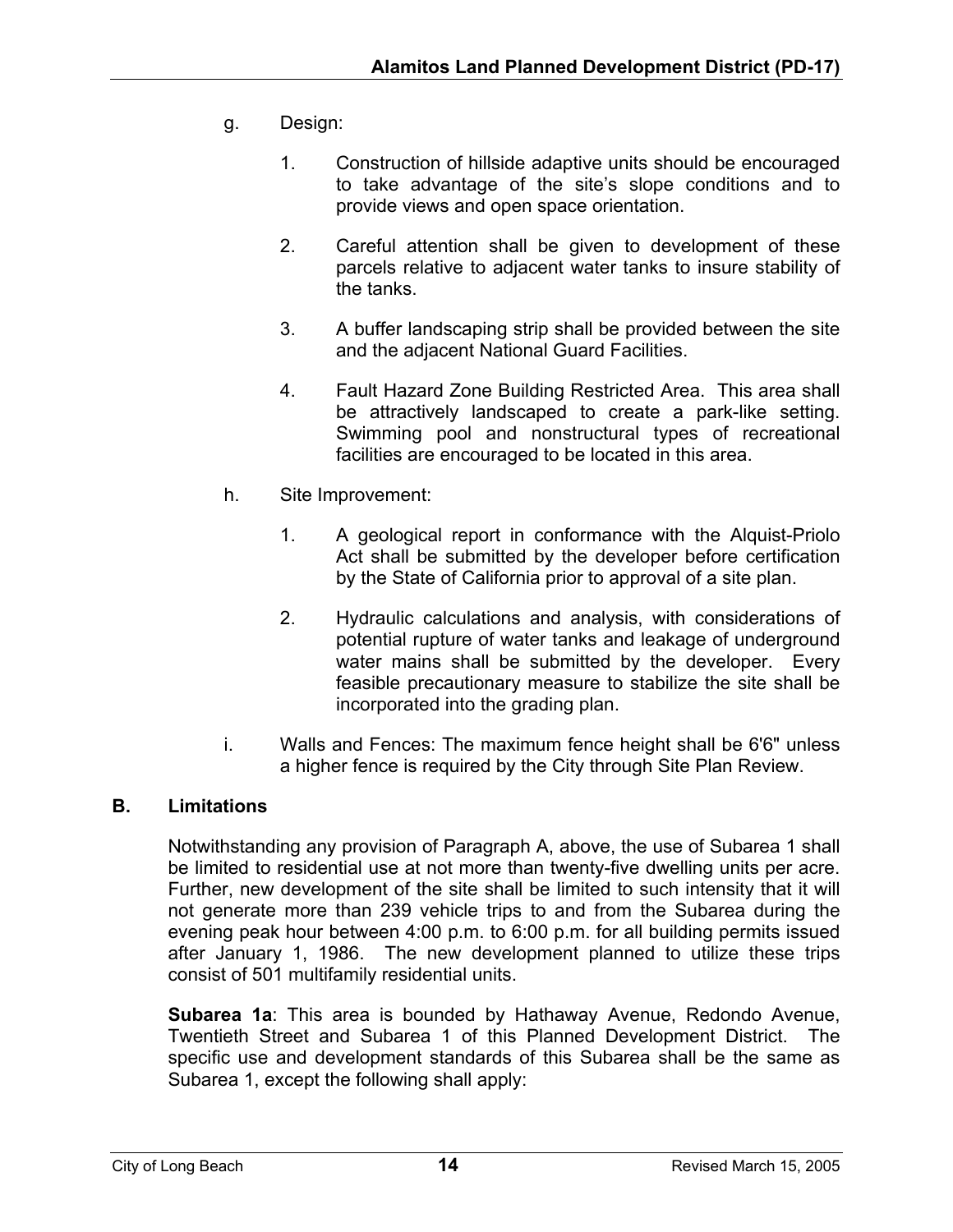g. Design:

   1. Construction of hillside adaptive units should be encouraged to take advantage of the site's slope conditions and to provide views and open space orientation.

   2. Careful attention shall be given to development of these parcels relative to adjacent water tanks to insure stability of the tanks.

   3. A buffer landscaping strip shall be provided between the site and the adjacent National Guard Facilities.

   4. Fault Hazard Zone Building Restricted Area. This area shall be attractively landscaped to create a park-like setting. Swimming pool and nonstructural types of recreational facilities are encouraged to be located in this area.

h. Site Improvement:

   1. A geological report in conformance with the Alquist-Priolo Act shall be submitted by the developer before certification by the State of California prior to approval of a site plan.

   2. Hydraulic calculations and analysis, with considerations of potential rupture of water tanks and leakage of underground water mains shall be submitted by the developer. Every feasible precautionary measure to stabilize the site shall be incorporated into the grading plan.

i. Walls and Fences: The maximum fence height shall be 6'6" unless a higher fence is required by the City through Site Plan Review.

## B. Limitations

Notwithstanding any provision of Paragraph A, above, the use of Subarea 1 shall be limited to residential use at not more than twenty-five dwelling units per acre. Further, new development of the site shall be limited to such intensity that it will not generate more than 239 vehicle trips to and from the Subarea during the evening peak hour between 4:00 p.m. to 6:00 p.m. for all building permits issued after January 1, 1986. The new development planned to utilize these trips consist of 501 multifamily residential units.

**Subarea 1a**: This area is bounded by Hathaway Avenue, Redondo Avenue, Twentieth Street and Subarea 1 of this Planned Development District. The specific use and development standards of this Subarea shall be the same as Subarea 1, except the following shall apply: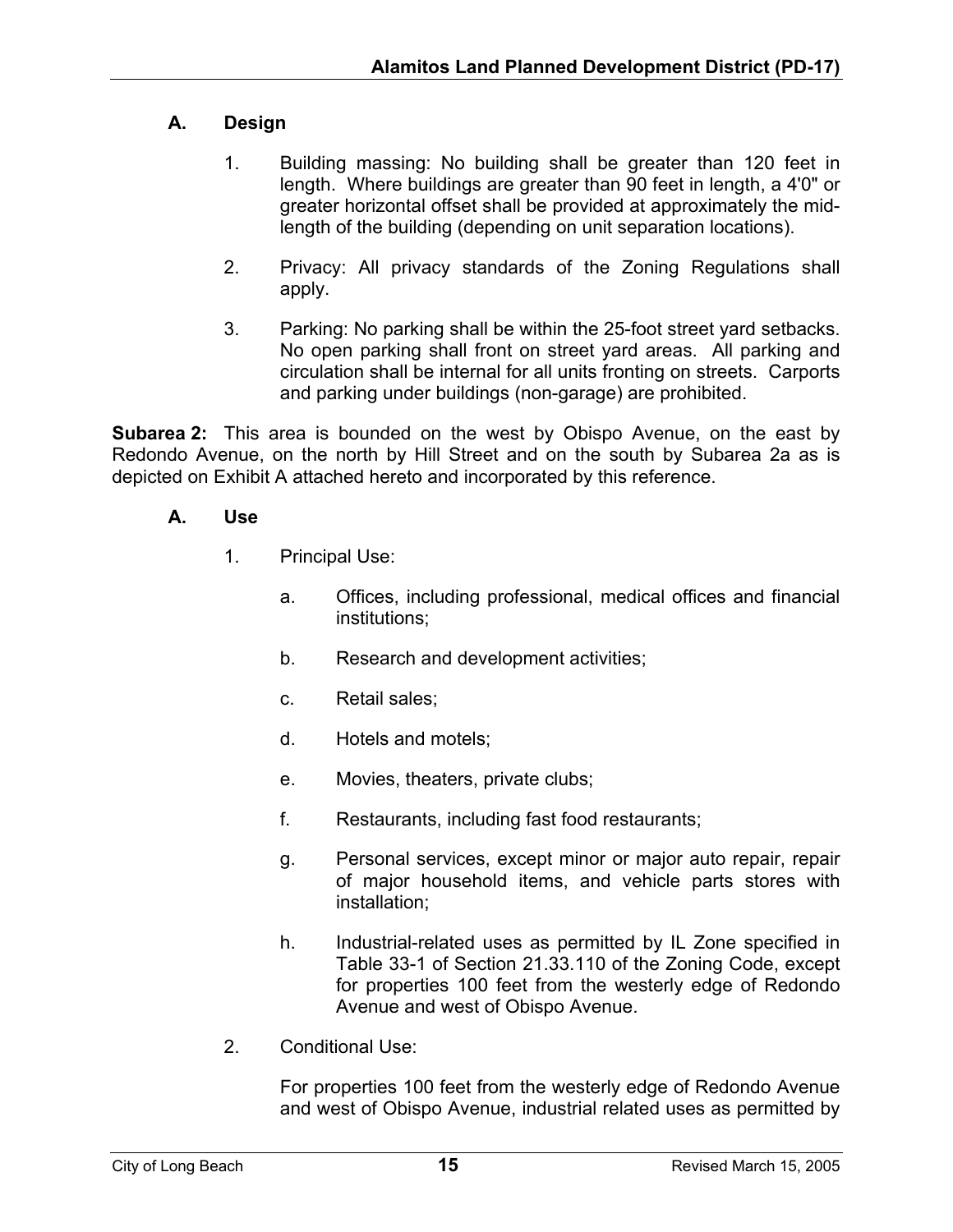### A. Design

1. Building massing: No building shall be greater than 120 feet in length. Where buildings are greater than 90 feet in length, a 4'0" or greater horizontal offset shall be provided at approximately the mid-length of the building (depending on unit separation locations).

2. Privacy: All privacy standards of the Zoning Regulations shall apply.

3. Parking: No parking shall be within the 25-foot street yard setbacks. No open parking shall front on street yard areas. All parking and circulation shall be internal for all units fronting on streets. Carports and parking under buildings (non-garage) are prohibited.

**Subarea 2:** This area is bounded on the west by Obispo Avenue, on the east by Redondo Avenue, on the north by Hill Street and on the south by Subarea 2a as is depicted on Exhibit A attached hereto and incorporated by this reference.

### A. Use

1. Principal Use:

   a. Offices, including professional, medical offices and financial institutions;

   b. Research and development activities;

   c. Retail sales;

   d. Hotels and motels;

   e. Movies, theaters, private clubs;

   f. Restaurants, including fast food restaurants;

   g. Personal services, except minor or major auto repair, repair of major household items, and vehicle parts stores with installation;

   h. Industrial-related uses as permitted by IL Zone specified in Table 33-1 of Section 21.33.110 of the Zoning Code, except for properties 100 feet from the westerly edge of Redondo Avenue and west of Obispo Avenue.

2. Conditional Use:

   For properties 100 feet from the westerly edge of Redondo Avenue and west of Obispo Avenue, industrial related uses as permitted by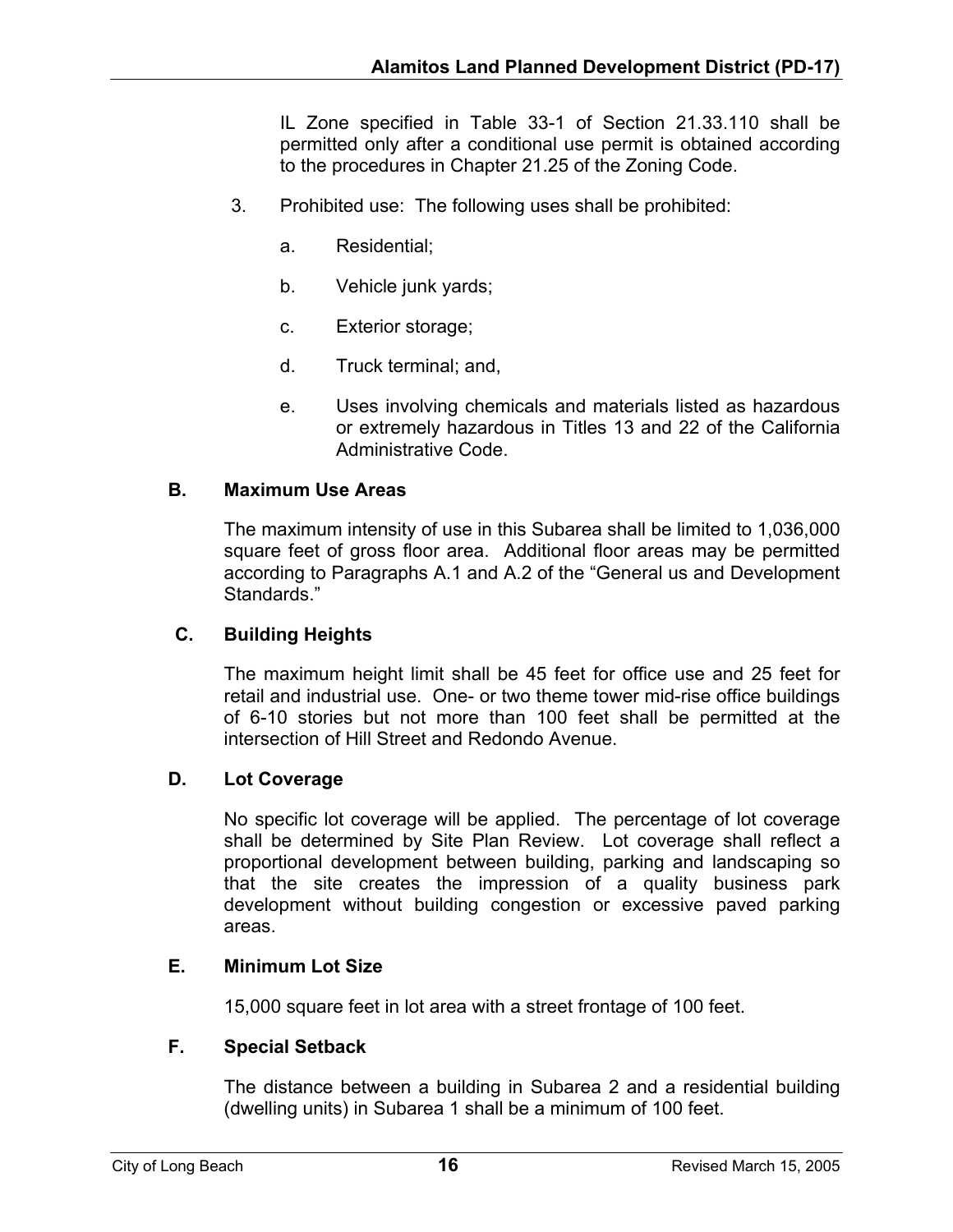IL Zone specified in Table 33-1 of Section 21.33.110 shall be permitted only after a conditional use permit is obtained according to the procedures in Chapter 21.25 of the Zoning Code.

3. Prohibited use: The following uses shall be prohibited:

   a. Residential;

   b. Vehicle junk yards;

   c. Exterior storage;

   d. Truck terminal; and,

   e. Uses involving chemicals and materials listed as hazardous or extremely hazardous in Titles 13 and 22 of the California Administrative Code.

**B. Maximum Use Areas**

The maximum intensity of use in this Subarea shall be limited to 1,036,000 square feet of gross floor area. Additional floor areas may be permitted according to Paragraphs A.1 and A.2 of the "General us and Development Standards."

**C. Building Heights**

The maximum height limit shall be 45 feet for office use and 25 feet for retail and industrial use. One- or two theme tower mid-rise office buildings of 6-10 stories but not more than 100 feet shall be permitted at the intersection of Hill Street and Redondo Avenue.

**D. Lot Coverage**

No specific lot coverage will be applied. The percentage of lot coverage shall be determined by Site Plan Review. Lot coverage shall reflect a proportional development between building, parking and landscaping so that the site creates the impression of a quality business park development without building congestion or excessive paved parking areas.

**E. Minimum Lot Size**

15,000 square feet in lot area with a street frontage of 100 feet.

**F. Special Setback**

The distance between a building in Subarea 2 and a residential building (dwelling units) in Subarea 1 shall be a minimum of 100 feet.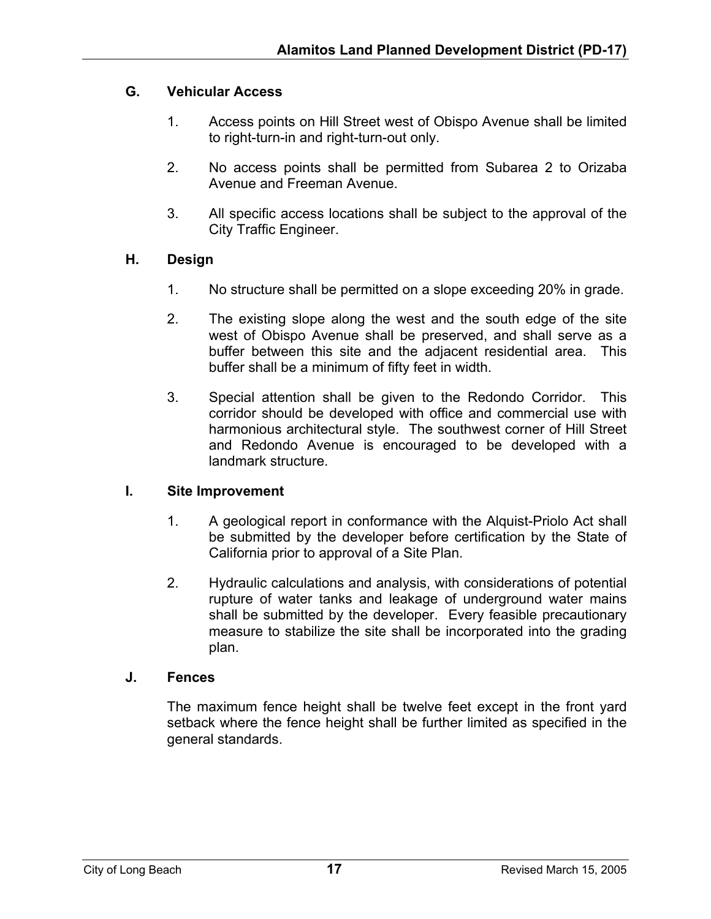## G. Vehicular Access

1. Access points on Hill Street west of Obispo Avenue shall be limited to right-turn-in and right-turn-out only.

2. No access points shall be permitted from Subarea 2 to Orizaba Avenue and Freeman Avenue.

3. All specific access locations shall be subject to the approval of the City Traffic Engineer.

## H. Design

1. No structure shall be permitted on a slope exceeding 20% in grade.

2. The existing slope along the west and the south edge of the site west of Obispo Avenue shall be preserved, and shall serve as a buffer between this site and the adjacent residential area. This buffer shall be a minimum of fifty feet in width.

3. Special attention shall be given to the Redondo Corridor. This corridor should be developed with office and commercial use with harmonious architectural style. The southwest corner of Hill Street and Redondo Avenue is encouraged to be developed with a landmark structure.

## I. Site Improvement

1. A geological report in conformance with the Alquist-Priolo Act shall be submitted by the developer before certification by the State of California prior to approval of a Site Plan.

2. Hydraulic calculations and analysis, with considerations of potential rupture of water tanks and leakage of underground water mains shall be submitted by the developer. Every feasible precautionary measure to stabilize the site shall be incorporated into the grading plan.

## J. Fences

The maximum fence height shall be twelve feet except in the front yard setback where the fence height shall be further limited as specified in the general standards.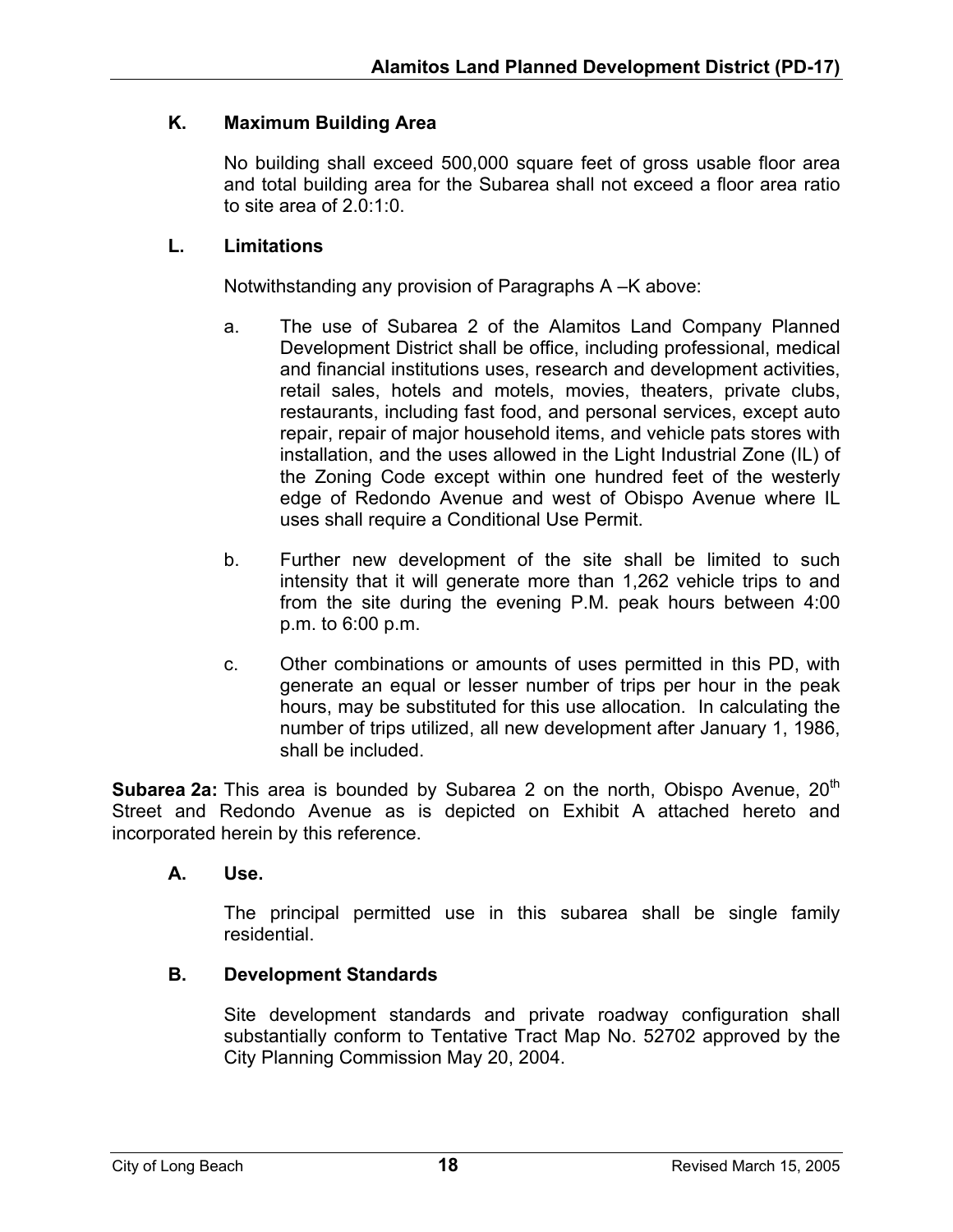### K. Maximum Building Area

No building shall exceed 500,000 square feet of gross usable floor area and total building area for the Subarea shall not exceed a floor area ratio to site area of 2.0:1:0.

### L. Limitations

Notwithstanding any provision of Paragraphs A –K above:

a. The use of Subarea 2 of the Alamitos Land Company Planned Development District shall be office, including professional, medical and financial institutions uses, research and development activities, retail sales, hotels and motels, movies, theaters, private clubs, restaurants, including fast food, and personal services, except auto repair, repair of major household items, and vehicle pats stores with installation, and the uses allowed in the Light Industrial Zone (IL) of the Zoning Code except within one hundred feet of the westerly edge of Redondo Avenue and west of Obispo Avenue where IL uses shall require a Conditional Use Permit.

b. Further new development of the site shall be limited to such intensity that it will generate more than 1,262 vehicle trips to and from the site during the evening P.M. peak hours between 4:00 p.m. to 6:00 p.m.

c. Other combinations or amounts of uses permitted in this PD, with generate an equal or lesser number of trips per hour in the peak hours, may be substituted for this use allocation. In calculating the number of trips utilized, all new development after January 1, 1986, shall be included.

**Subarea 2a:** This area is bounded by Subarea 2 on the north, Obispo Avenue, 20th Street and Redondo Avenue as is depicted on Exhibit A attached hereto and incorporated herein by this reference.

### A. Use.

The principal permitted use in this subarea shall be single family residential.

### B. Development Standards

Site development standards and private roadway configuration shall substantially conform to Tentative Tract Map No. 52702 approved by the City Planning Commission May 20, 2004.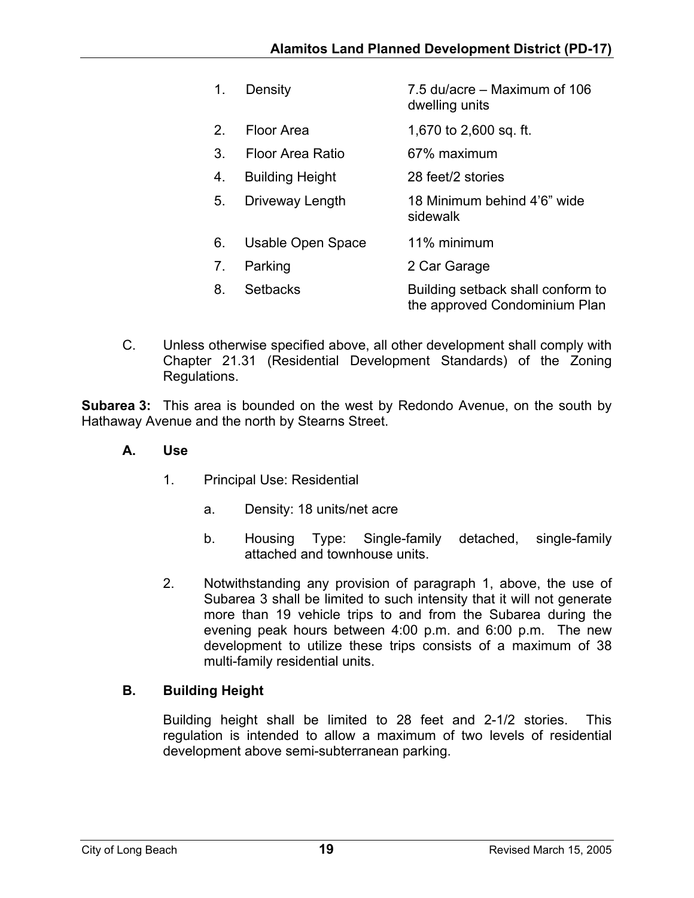| | | |
|---|---|---|
| 1. | Density | 7.5 du/acre – Maximum of 106 dwelling units |
| 2. | Floor Area | 1,670 to 2,600 sq. ft. |
| 3. | Floor Area Ratio | 67% maximum |
| 4. | Building Height | 28 feet/2 stories |
| 5. | Driveway Length | 18 Minimum behind 4'6" wide sidewalk |
| 6. | Usable Open Space | 11% minimum |
| 7. | Parking | 2 Car Garage |
| 8. | Setbacks | Building setback shall conform to the approved Condominium Plan |

C. Unless otherwise specified above, all other development shall comply with Chapter 21.31 (Residential Development Standards) of the Zoning Regulations.

**Subarea 3:** This area is bounded on the west by Redondo Avenue, on the south by Hathaway Avenue and the north by Stearns Street.

**A. Use**

1. Principal Use: Residential

   a. Density: 18 units/net acre

   b. Housing Type: Single-family detached, single-family attached and townhouse units.

2. Notwithstanding any provision of paragraph 1, above, the use of Subarea 3 shall be limited to such intensity that it will not generate more than 19 vehicle trips to and from the Subarea during the evening peak hours between 4:00 p.m. and 6:00 p.m. The new development to utilize these trips consists of a maximum of 38 multi-family residential units.

**B. Building Height**

Building height shall be limited to 28 feet and 2-1/2 stories. This regulation is intended to allow a maximum of two levels of residential development above semi-subterranean parking.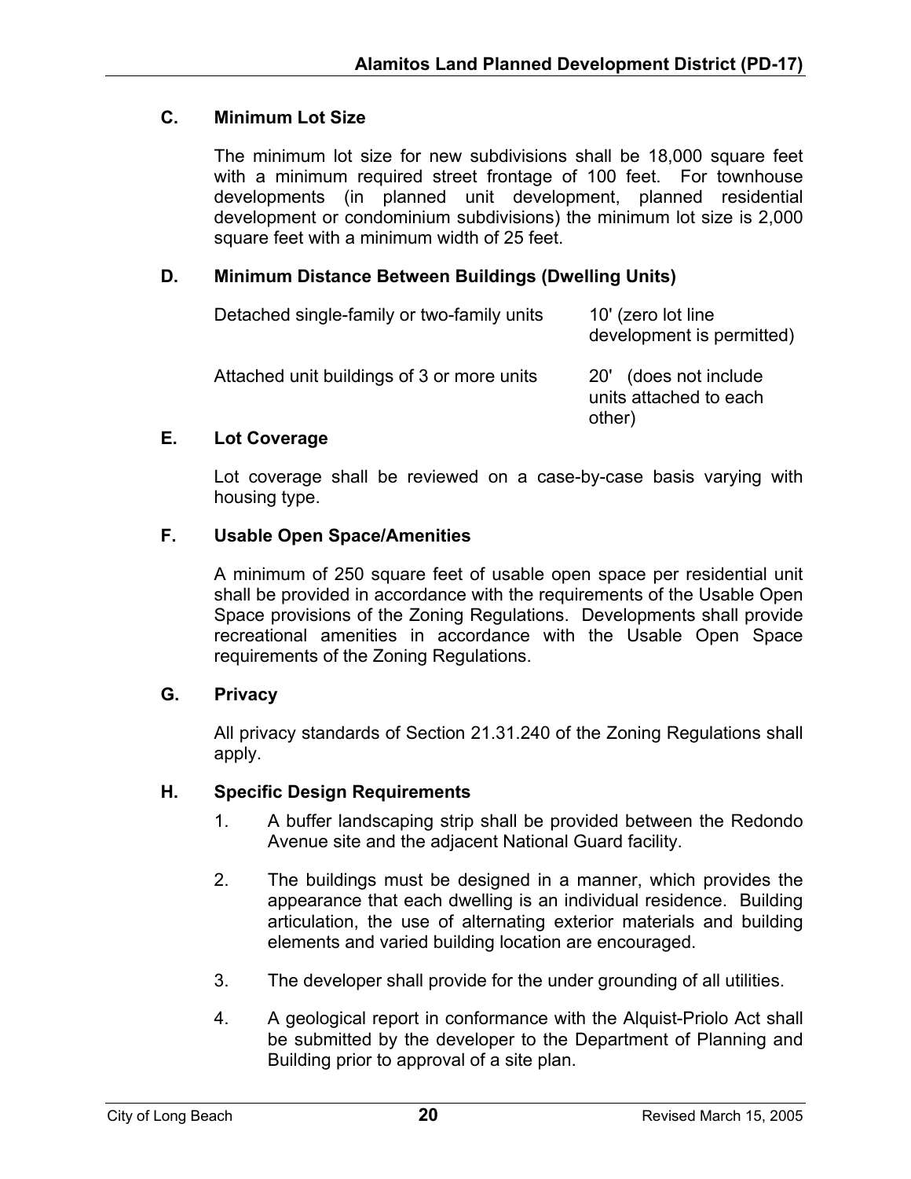### C. Minimum Lot Size

The minimum lot size for new subdivisions shall be 18,000 square feet with a minimum required street frontage of 100 feet. For townhouse developments (in planned unit development, planned residential development or condominium subdivisions) the minimum lot size is 2,000 square feet with a minimum width of 25 feet.

### D. Minimum Distance Between Buildings (Dwelling Units)

| | |
|---|---|
| Detached single-family or two-family units | 10' (zero lot line development is permitted) |
| Attached unit buildings of 3 or more units | 20' (does not include units attached to each other) |

### E. Lot Coverage

Lot coverage shall be reviewed on a case-by-case basis varying with housing type.

### F. Usable Open Space/Amenities

A minimum of 250 square feet of usable open space per residential unit shall be provided in accordance with the requirements of the Usable Open Space provisions of the Zoning Regulations. Developments shall provide recreational amenities in accordance with the Usable Open Space requirements of the Zoning Regulations.

### G. Privacy

All privacy standards of Section 21.31.240 of the Zoning Regulations shall apply.

### H. Specific Design Requirements

1. A buffer landscaping strip shall be provided between the Redondo Avenue site and the adjacent National Guard facility.

2. The buildings must be designed in a manner, which provides the appearance that each dwelling is an individual residence. Building articulation, the use of alternating exterior materials and building elements and varied building location are encouraged.

3. The developer shall provide for the under grounding of all utilities.

4. A geological report in conformance with the Alquist-Priolo Act shall be submitted by the developer to the Department of Planning and Building prior to approval of a site plan.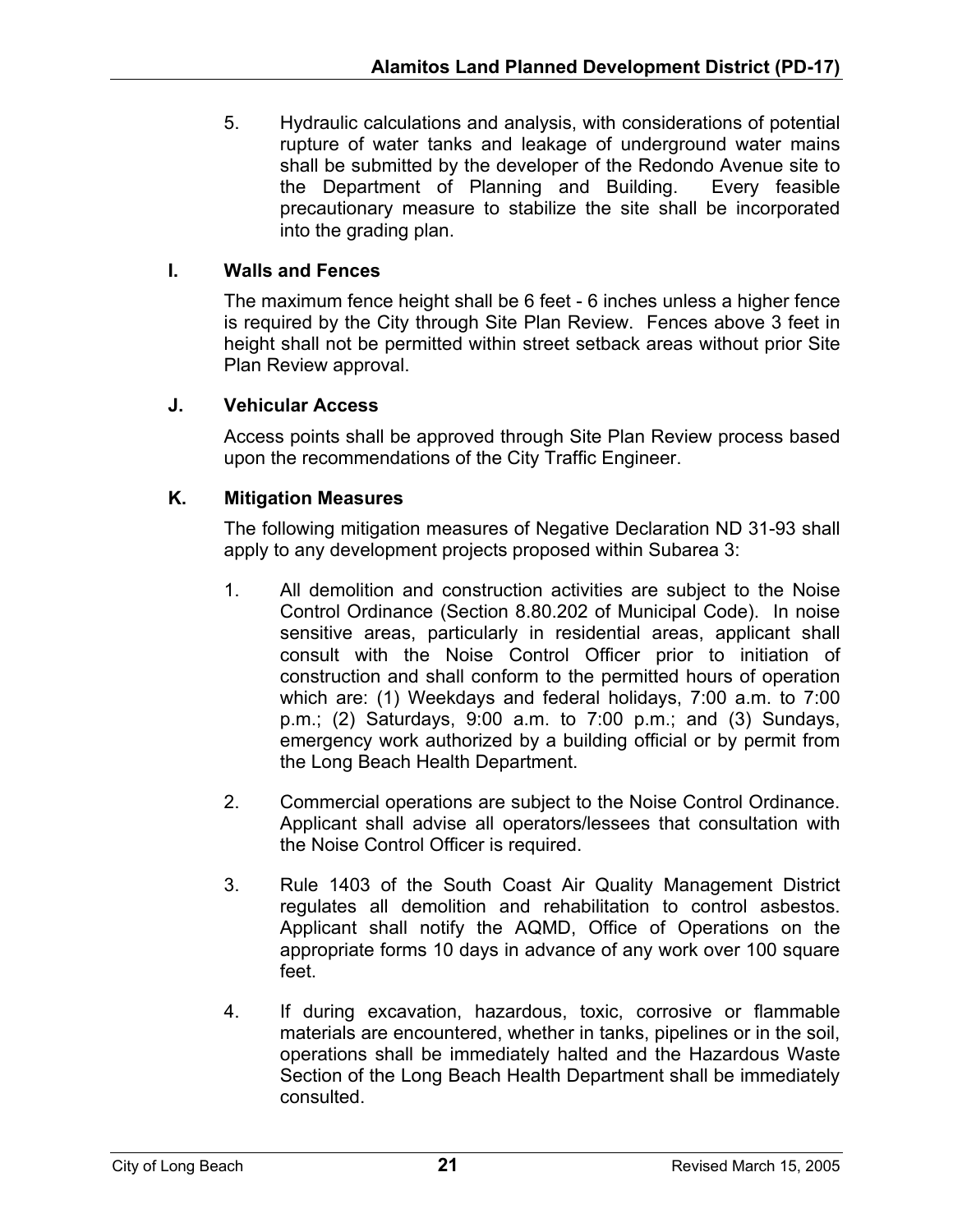5. Hydraulic calculations and analysis, with considerations of potential rupture of water tanks and leakage of underground water mains shall be submitted by the developer of the Redondo Avenue site to the Department of Planning and Building. Every feasible precautionary measure to stabilize the site shall be incorporated into the grading plan.

### I. Walls and Fences

The maximum fence height shall be 6 feet - 6 inches unless a higher fence is required by the City through Site Plan Review. Fences above 3 feet in height shall not be permitted within street setback areas without prior Site Plan Review approval.

### J. Vehicular Access

Access points shall be approved through Site Plan Review process based upon the recommendations of the City Traffic Engineer.

### K. Mitigation Measures

The following mitigation measures of Negative Declaration ND 31-93 shall apply to any development projects proposed within Subarea 3:

1. All demolition and construction activities are subject to the Noise Control Ordinance (Section 8.80.202 of Municipal Code). In noise sensitive areas, particularly in residential areas, applicant shall consult with the Noise Control Officer prior to initiation of construction and shall conform to the permitted hours of operation which are: (1) Weekdays and federal holidays, 7:00 a.m. to 7:00 p.m.; (2) Saturdays, 9:00 a.m. to 7:00 p.m.; and (3) Sundays, emergency work authorized by a building official or by permit from the Long Beach Health Department.

2. Commercial operations are subject to the Noise Control Ordinance. Applicant shall advise all operators/lessees that consultation with the Noise Control Officer is required.

3. Rule 1403 of the South Coast Air Quality Management District regulates all demolition and rehabilitation to control asbestos. Applicant shall notify the AQMD, Office of Operations on the appropriate forms 10 days in advance of any work over 100 square feet.

4. If during excavation, hazardous, toxic, corrosive or flammable materials are encountered, whether in tanks, pipelines or in the soil, operations shall be immediately halted and the Hazardous Waste Section of the Long Beach Health Department shall be immediately consulted.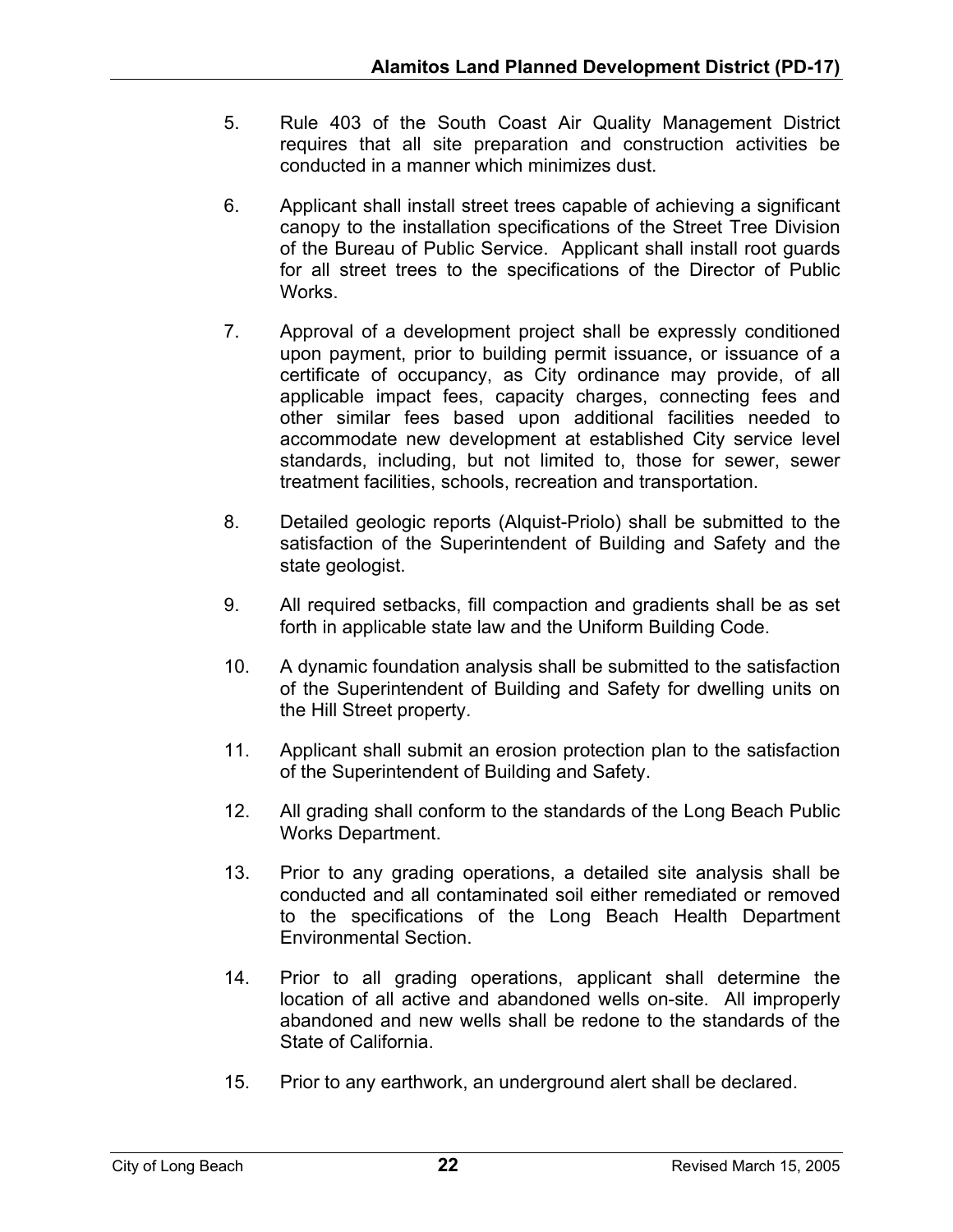5. Rule 403 of the South Coast Air Quality Management District requires that all site preparation and construction activities be conducted in a manner which minimizes dust.

6. Applicant shall install street trees capable of achieving a significant canopy to the installation specifications of the Street Tree Division of the Bureau of Public Service. Applicant shall install root guards for all street trees to the specifications of the Director of Public Works.

7. Approval of a development project shall be expressly conditioned upon payment, prior to building permit issuance, or issuance of a certificate of occupancy, as City ordinance may provide, of all applicable impact fees, capacity charges, connecting fees and other similar fees based upon additional facilities needed to accommodate new development at established City service level standards, including, but not limited to, those for sewer, sewer treatment facilities, schools, recreation and transportation.

8. Detailed geologic reports (Alquist-Priolo) shall be submitted to the satisfaction of the Superintendent of Building and Safety and the state geologist.

9. All required setbacks, fill compaction and gradients shall be as set forth in applicable state law and the Uniform Building Code.

10. A dynamic foundation analysis shall be submitted to the satisfaction of the Superintendent of Building and Safety for dwelling units on the Hill Street property.

11. Applicant shall submit an erosion protection plan to the satisfaction of the Superintendent of Building and Safety.

12. All grading shall conform to the standards of the Long Beach Public Works Department.

13. Prior to any grading operations, a detailed site analysis shall be conducted and all contaminated soil either remediated or removed to the specifications of the Long Beach Health Department Environmental Section.

14. Prior to all grading operations, applicant shall determine the location of all active and abandoned wells on-site. All improperly abandoned and new wells shall be redone to the standards of the State of California.

15. Prior to any earthwork, an underground alert shall be declared.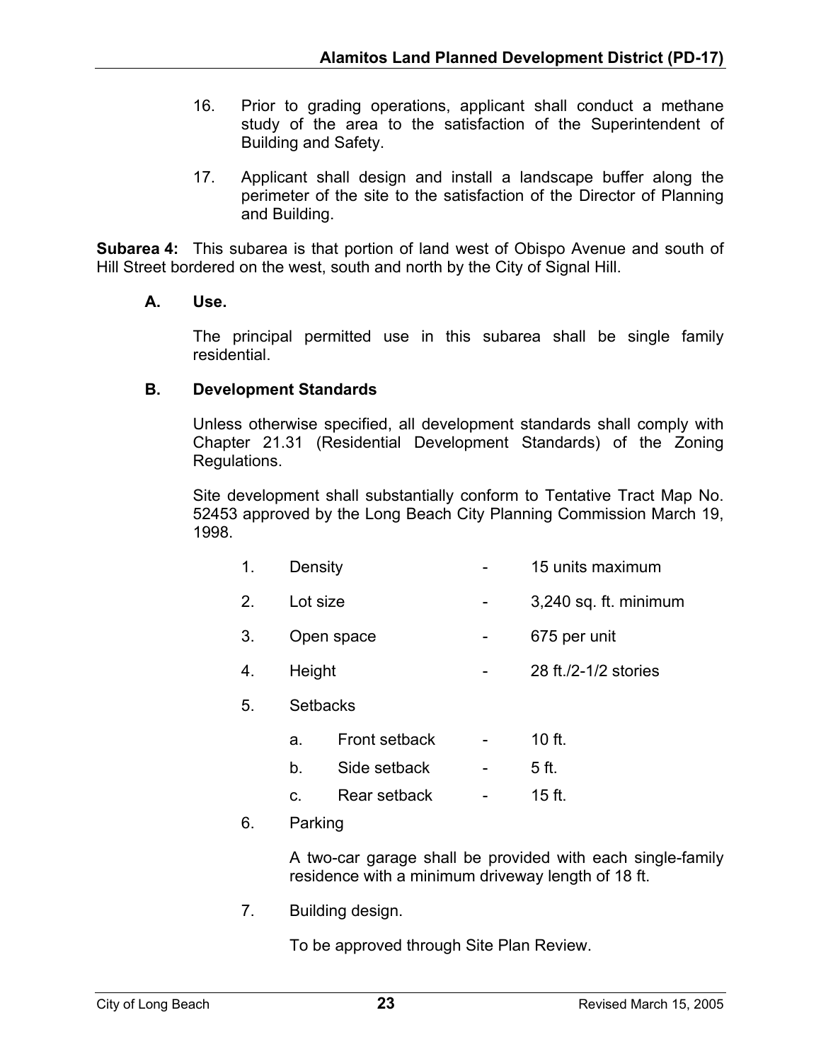16. Prior to grading operations, applicant shall conduct a methane study of the area to the satisfaction of the Superintendent of Building and Safety.

17. Applicant shall design and install a landscape buffer along the perimeter of the site to the satisfaction of the Director of Planning and Building.

**Subarea 4:** This subarea is that portion of land west of Obispo Avenue and south of Hill Street bordered on the west, south and north by the City of Signal Hill.

**A. Use.**

The principal permitted use in this subarea shall be single family residential.

**B. Development Standards**

Unless otherwise specified, all development standards shall comply with Chapter 21.31 (Residential Development Standards) of the Zoning Regulations.

Site development shall substantially conform to Tentative Tract Map No. 52453 approved by the Long Beach City Planning Commission March 19, 1998.

1. Density - 15 units maximum
2. Lot size - 3,240 sq. ft. minimum
3. Open space - 675 per unit
4. Height - 28 ft./2-1/2 stories
5. Setbacks
   a. Front setback - 10 ft.
   b. Side setback - 5 ft.
   c. Rear setback - 15 ft.
6. Parking

   A two-car garage shall be provided with each single-family residence with a minimum driveway length of 18 ft.

7. Building design.

   To be approved through Site Plan Review.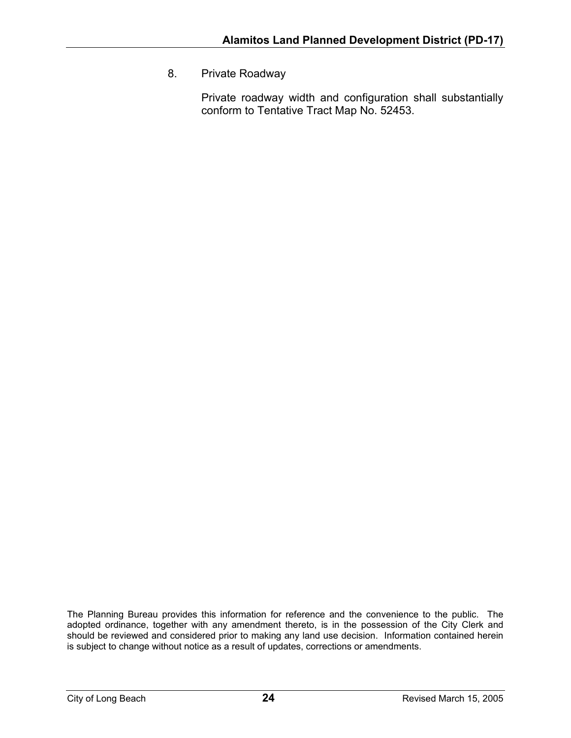8. Private Roadway

   Private roadway width and configuration shall substantially conform to Tentative Tract Map No. 52453.

The Planning Bureau provides this information for reference and the convenience to the public. The adopted ordinance, together with any amendment thereto, is in the possession of the City Clerk and should be reviewed and considered prior to making any land use decision. Information contained herein is subject to change without notice as a result of updates, corrections or amendments.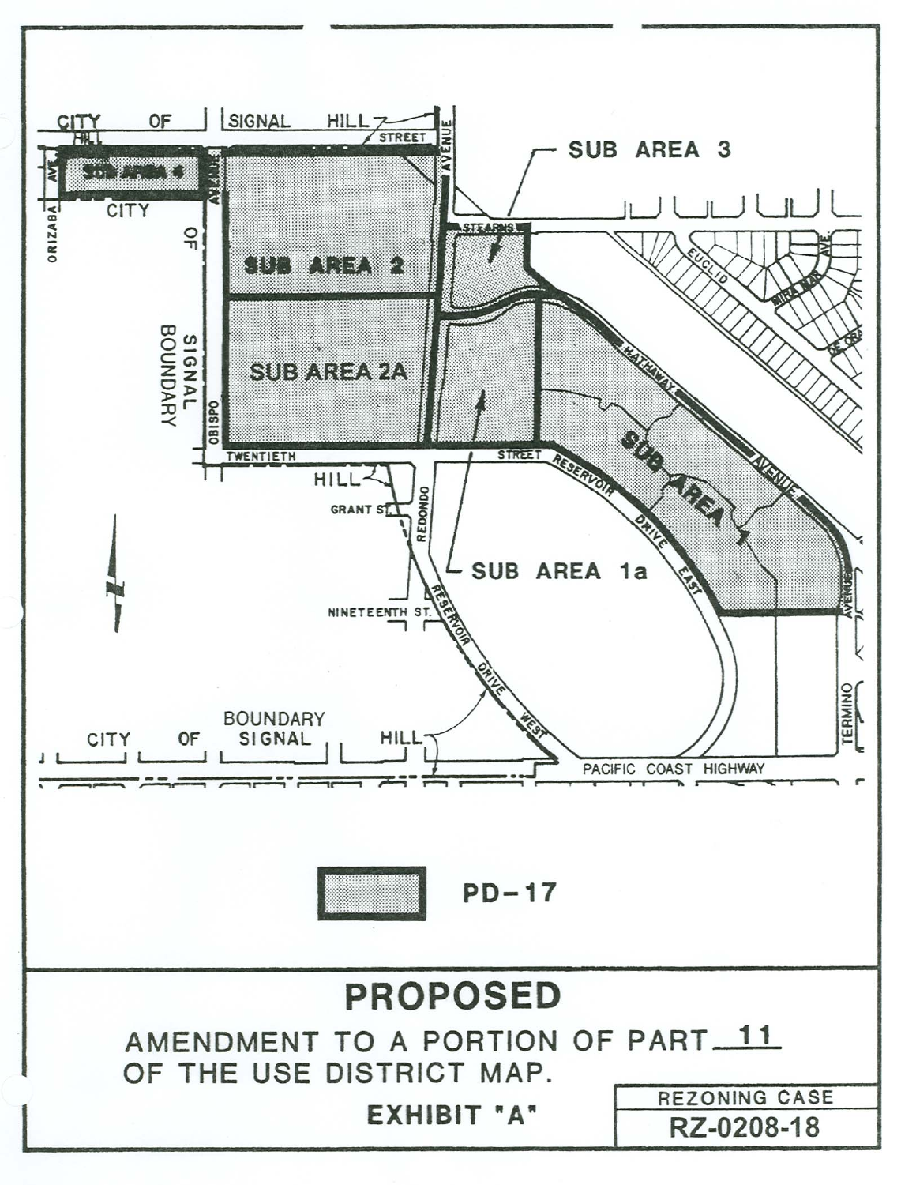CITY OF SIGNAL HILL

STREET

AVENUE

SUB AREA 3

SUB AREA 4

ORIZABA AVE.

CITY OF SIGNAL BOUNDARY

AVENUE

OBISPO

SUB AREA 2

SUB AREA 2A

STEARNS

EUCLID

MIRA MAR AVE.

HATHAWAY AVENUE

SUB AREA 1

TWENTIETH STREET

HILL

GRANT ST.

REDONDO

RESERVOIR DRIVE EAST

SUB AREA 1a

NINETEENTH ST.

RESERVOIR DRIVE WEST

AVENUE

TERMINO

CITY OF SIGNAL HILL BOUNDARY

PACIFIC COAST HIGHWAY

PD-17

# PROPOSED

AMENDMENT TO A PORTION OF PART 11 OF THE USE DISTRICT MAP.

**EXHIBIT "A"**

| REZONING CASE |
| --- |
| RZ-0208-18 |